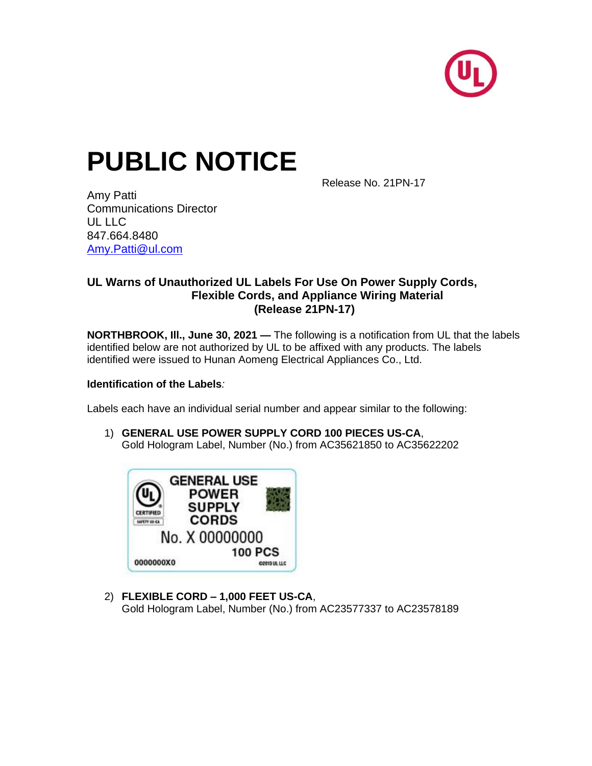# PUBLIC NOTICE

Release No. 21PN-17

Amy Patti
Communications Director
UL LLC
847.664.8480
Amy.Patti@ul.com

### UL Warns of Unauthorized UL Labels For Use On Power Supply Cords, Flexible Cords, and Appliance Wiring Material (Release 21PN-17)

**NORTHBROOK, Ill., June 30, 2021 —** The following is a notification from UL that the labels identified below are not authorized by UL to be affixed with any products. The labels identified were issued to Hunan Aomeng Electrical Appliances Co., Ltd.

**Identification of the Labels**:

Labels each have an individual serial number and appear similar to the following:

1) **GENERAL USE POWER SUPPLY CORD 100 PIECES US-CA**,
   Gold Hologram Label, Number (No.) from AC35621850 to AC35622202

2) **FLEXIBLE CORD – 1,000 FEET US-CA**,
   Gold Hologram Label, Number (No.) from AC23577337 to AC23578189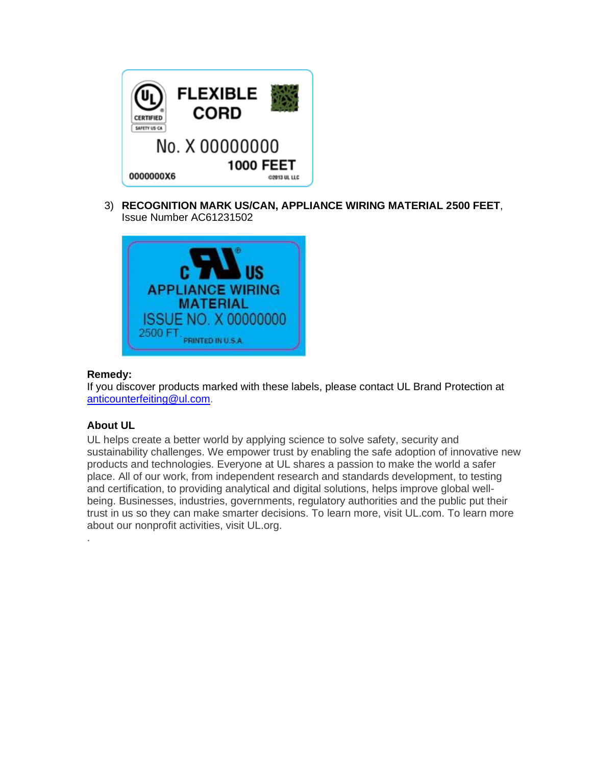3) **RECOGNITION MARK US/CAN, APPLIANCE WIRING MATERIAL 2500 FEET**, Issue Number AC61231502

**Remedy:**
If you discover products marked with these labels, please contact UL Brand Protection at anticounterfeiting@ul.com.

**About UL**
UL helps create a better world by applying science to solve safety, security and sustainability challenges. We empower trust by enabling the safe adoption of innovative new products and technologies. Everyone at UL shares a passion to make the world a safer place. All of our work, from independent research and standards development, to testing and certification, to providing analytical and digital solutions, helps improve global well-being. Businesses, industries, governments, regulatory authorities and the public put their trust in us so they can make smarter decisions. To learn more, visit UL.com. To learn more about our nonprofit activities, visit UL.org.